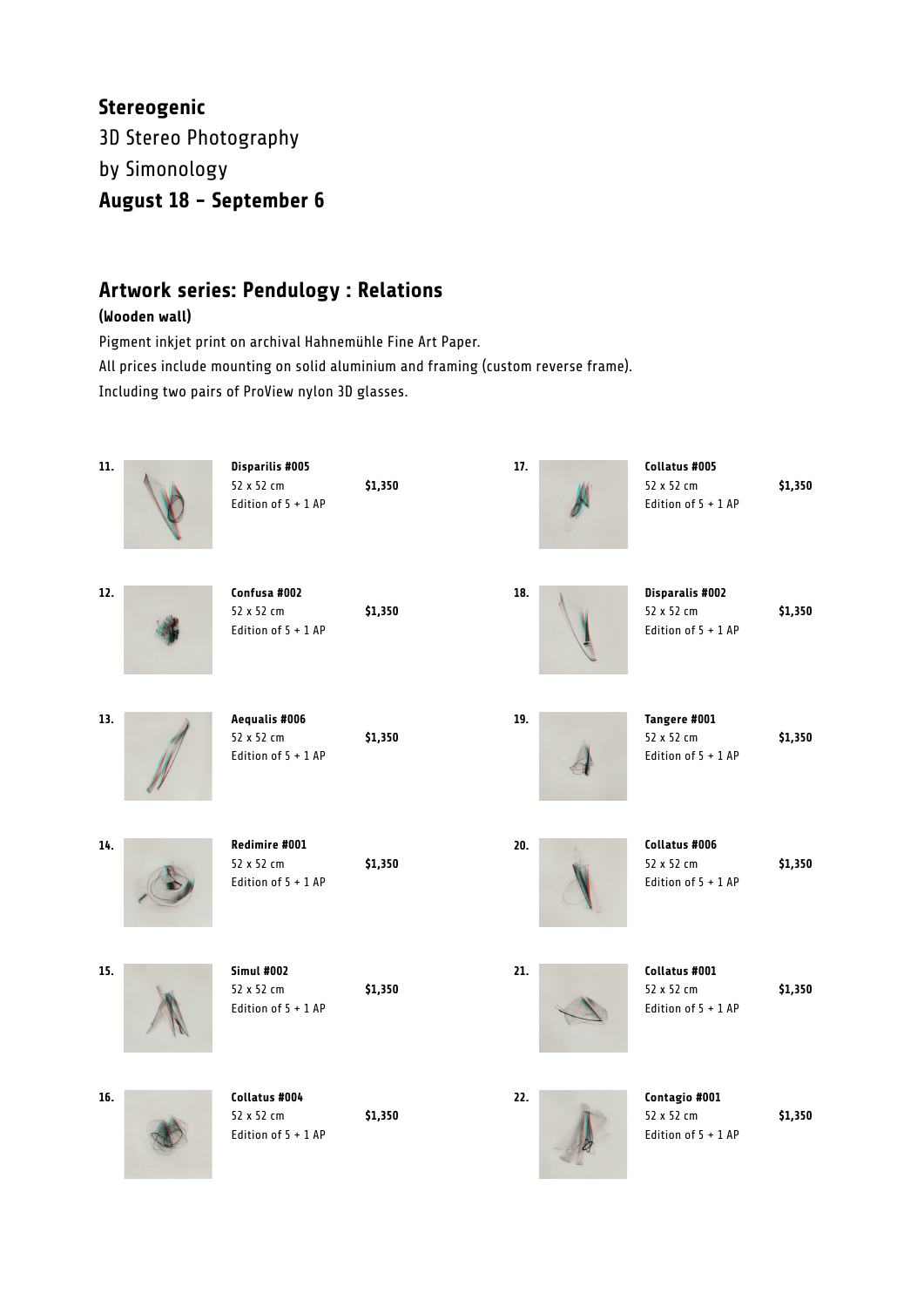**Stereogenic**

3D Stereo Photography

by Simonology

**August 18 – September 6**

## Artwork series: Pendulogy : Relations

**(Wooden wall)**

Pigment inkjet print on archival Hahnemühle Fine Art Paper.

All prices include mounting on solid aluminium and framing (custom reverse frame).

Including two pairs of ProView nylon 3D glasses.

**11.** **Disparilis #005**
52 x 52 cm — **$1,350**
Edition of 5 + 1 AP

**12.** **Confusa #002**
52 x 52 cm — **$1,350**
Edition of 5 + 1 AP

**13.** **Aequalis #006**
52 x 52 cm — **$1,350**
Edition of 5 + 1 AP

**14.** **Redimire #001**
52 x 52 cm — **$1,350**
Edition of 5 + 1 AP

**15.** **Simul #002**
52 x 52 cm — **$1,350**
Edition of 5 + 1 AP

**16.** **Collatus #004**
52 x 52 cm — **$1,350**
Edition of 5 + 1 AP

**17.** **Collatus #005**
52 x 52 cm — **$1,350**
Edition of 5 + 1 AP

**18.** **Disparalis #002**
52 x 52 cm — **$1,350**
Edition of 5 + 1 AP

**19.** **Tangere #001**
52 x 52 cm — **$1,350**
Edition of 5 + 1 AP

**20.** **Collatus #006**
52 x 52 cm — **$1,350**
Edition of 5 + 1 AP

**21.** **Collatus #001**
52 x 52 cm — **$1,350**
Edition of 5 + 1 AP

**22.** **Contagio #001**
52 x 52 cm — **$1,350**
Edition of 5 + 1 AP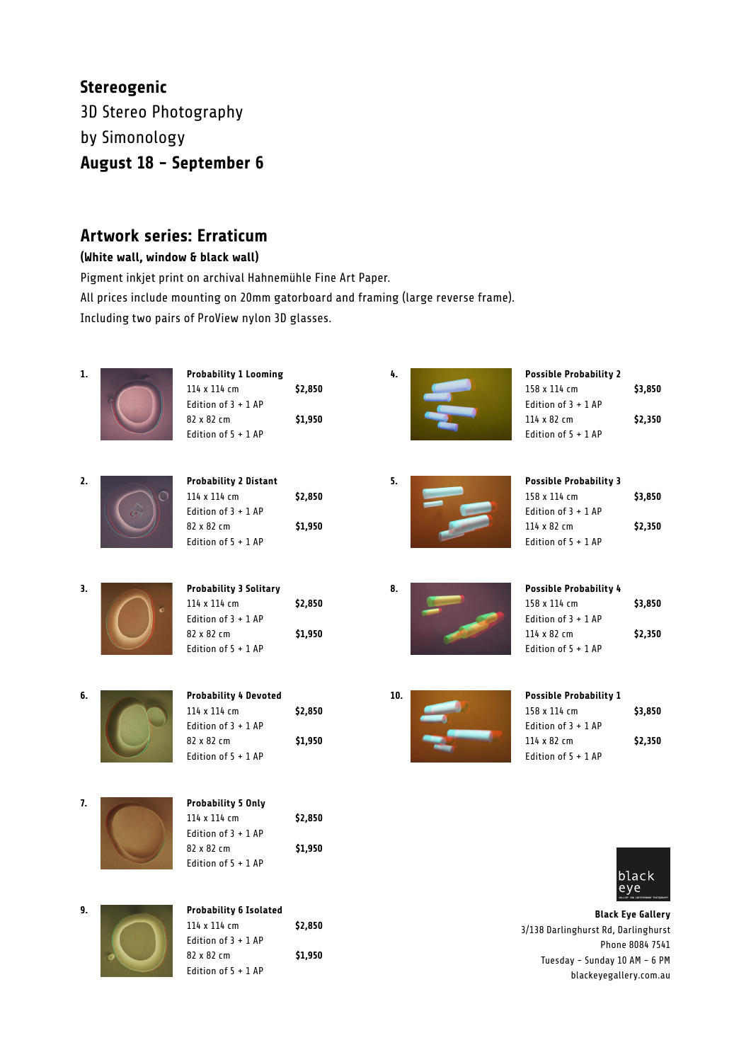**Stereogenic**

3D Stereo Photography

by Simonology

**August 18 – September 6**

## Artwork series: Erraticum

**(White wall, window & black wall)**

Pigment inkjet print on archival Hahnemühle Fine Art Paper.

All prices include mounting on 20mm gatorboard and framing (large reverse frame).

Including two pairs of ProView nylon 3D glasses.

**1. Probability 1 Looming**

114 x 114 cm — $2,850
Edition of 3 + 1 AP

82 x 82 cm — $1,950
Edition of 5 + 1 AP

**2. Probability 2 Distant**

114 x 114 cm — $2,850
Edition of 3 + 1 AP

82 x 82 cm — $1,950
Edition of 5 + 1 AP

**3. Probability 3 Solitary**

114 x 114 cm — $2,850
Edition of 3 + 1 AP

82 x 82 cm — $1,950
Edition of 5 + 1 AP

**6. Probability 4 Devoted**

114 x 114 cm — $2,850
Edition of 3 + 1 AP

82 x 82 cm — $1,950
Edition of 5 + 1 AP

**7. Probability 5 Only**

114 x 114 cm — $2,850
Edition of 3 + 1 AP

82 x 82 cm — $1,950
Edition of 5 + 1 AP

**9. Probability 6 Isolated**

114 x 114 cm — $2,850
Edition of 3 + 1 AP

82 x 82 cm — $1,950
Edition of 5 + 1 AP

**4. Possible Probability 2**

158 x 114 cm — $3,850
Edition of 3 + 1 AP

114 x 82 cm — $2,350
Edition of 5 + 1 AP

**5. Possible Probability 3**

158 x 114 cm — $3,850
Edition of 3 + 1 AP

114 x 82 cm — $2,350
Edition of 5 + 1 AP

**8. Possible Probability 4**

158 x 114 cm — $3,850
Edition of 3 + 1 AP

114 x 82 cm — $2,350
Edition of 5 + 1 AP

**10. Possible Probability 1**

158 x 114 cm — $3,850
Edition of 3 + 1 AP

114 x 82 cm — $2,350
Edition of 5 + 1 AP

black eye

**Black Eye Gallery**
3/138 Darlinghurst Rd, Darlinghurst
Phone 8084 7541
Tuesday – Sunday 10 AM – 6 PM
blackeyegallery.com.au